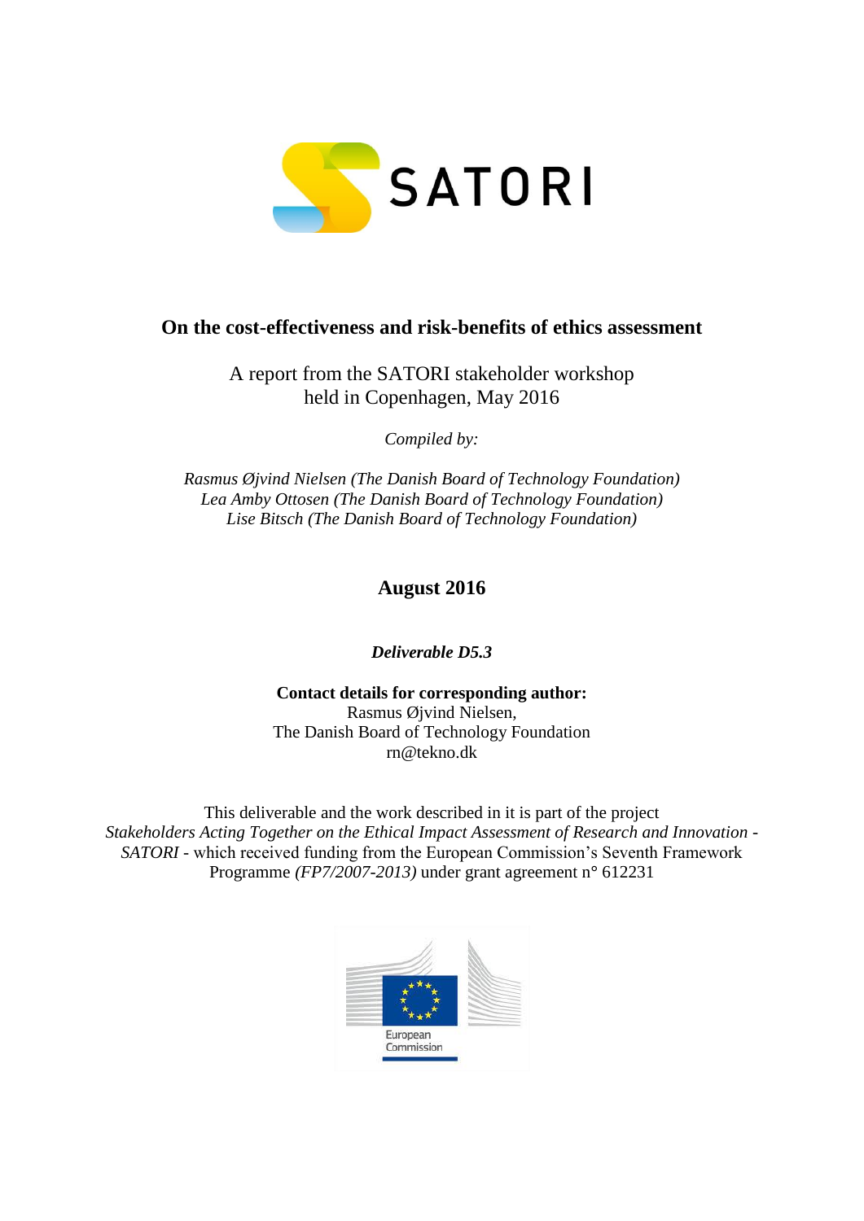SATORI

# On the cost-effectiveness and risk-benefits of ethics assessment

A report from the SATORI stakeholder workshop held in Copenhagen, May 2016

*Compiled by:*

*Rasmus Øjvind Nielsen (The Danish Board of Technology Foundation)*
*Lea Amby Ottosen (The Danish Board of Technology Foundation)*
*Lise Bitsch (The Danish Board of Technology Foundation)*

**August 2016**

***Deliverable D5.3***

**Contact details for corresponding author:**
Rasmus Øjvind Nielsen,
The Danish Board of Technology Foundation
rn@tekno.dk

This deliverable and the work described in it is part of the project *Stakeholders Acting Together on the Ethical Impact Assessment of Research and Innovation - SATORI* - which received funding from the European Commission's Seventh Framework Programme *(FP7/2007-2013)* under grant agreement n° 612231

European Commission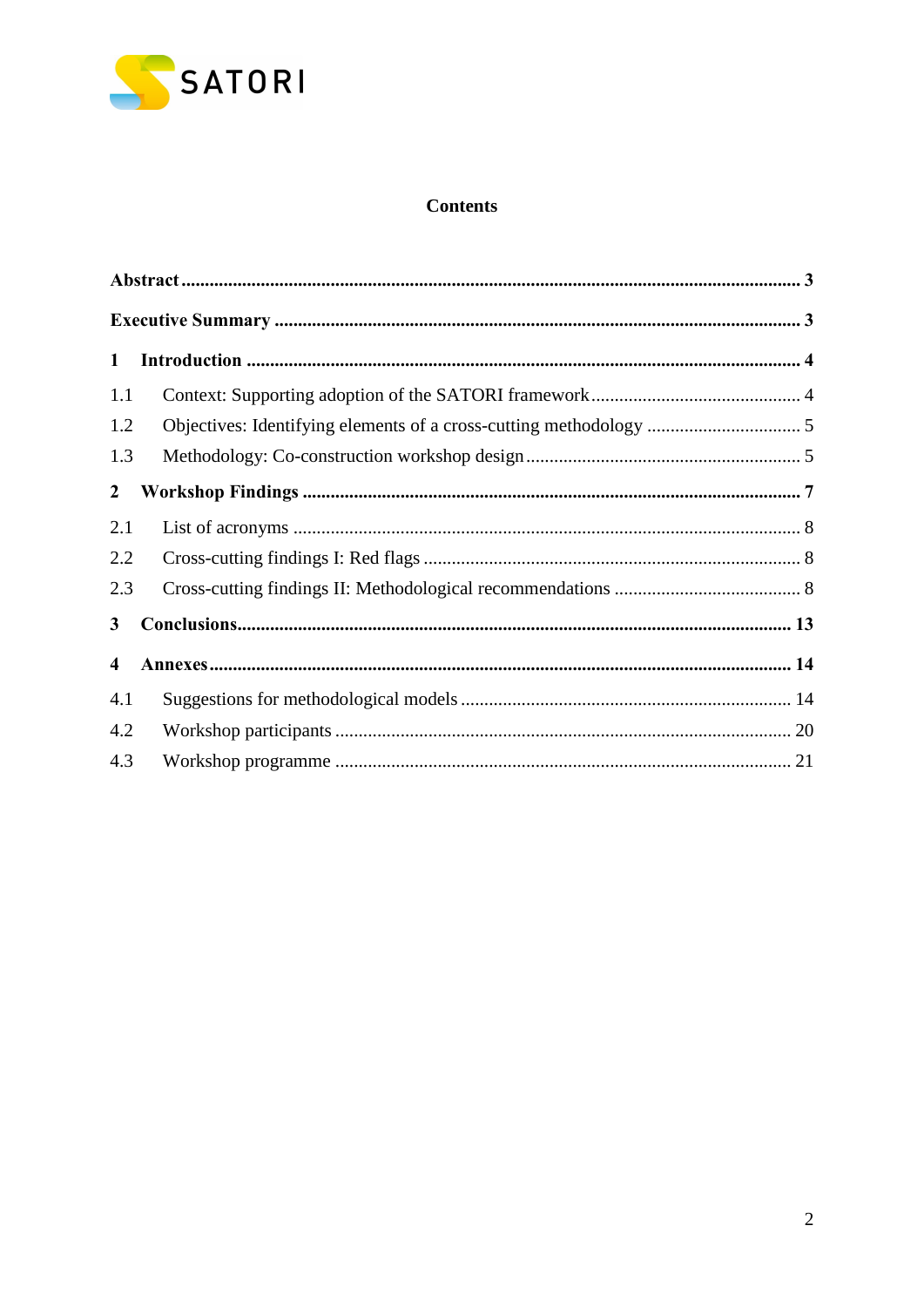# Contents

**Abstract** .......... 3

**Executive Summary** .......... 3

**1 Introduction** .......... 4

1.1 Context: Supporting adoption of the SATORI framework .......... 4

1.2 Objectives: Identifying elements of a cross-cutting methodology .......... 5

1.3 Methodology: Co-construction workshop design .......... 5

**2 Workshop Findings** .......... 7

2.1 List of acronyms .......... 8

2.2 Cross-cutting findings I: Red flags .......... 8

2.3 Cross-cutting findings II: Methodological recommendations .......... 8

**3 Conclusions** .......... 13

**4 Annexes** .......... 14

4.1 Suggestions for methodological models .......... 14

4.2 Workshop participants .......... 20

4.3 Workshop programme .......... 21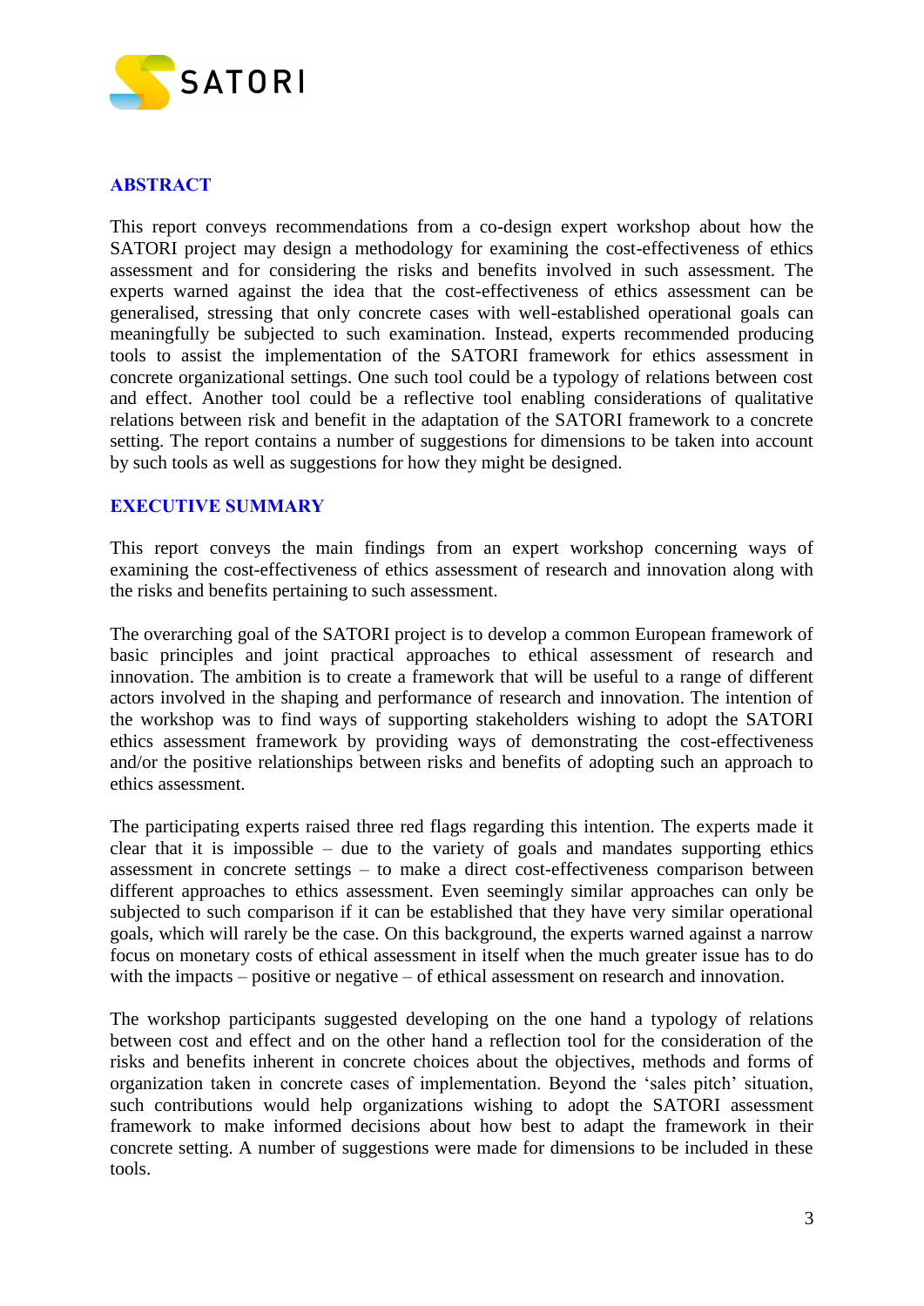## ABSTRACT

This report conveys recommendations from a co-design expert workshop about how the SATORI project may design a methodology for examining the cost-effectiveness of ethics assessment and for considering the risks and benefits involved in such assessment. The experts warned against the idea that the cost-effectiveness of ethics assessment can be generalised, stressing that only concrete cases with well-established operational goals can meaningfully be subjected to such examination. Instead, experts recommended producing tools to assist the implementation of the SATORI framework for ethics assessment in concrete organizational settings. One such tool could be a typology of relations between cost and effect. Another tool could be a reflective tool enabling considerations of qualitative relations between risk and benefit in the adaptation of the SATORI framework to a concrete setting. The report contains a number of suggestions for dimensions to be taken into account by such tools as well as suggestions for how they might be designed.

## EXECUTIVE SUMMARY

This report conveys the main findings from an expert workshop concerning ways of examining the cost-effectiveness of ethics assessment of research and innovation along with the risks and benefits pertaining to such assessment.

The overarching goal of the SATORI project is to develop a common European framework of basic principles and joint practical approaches to ethical assessment of research and innovation. The ambition is to create a framework that will be useful to a range of different actors involved in the shaping and performance of research and innovation. The intention of the workshop was to find ways of supporting stakeholders wishing to adopt the SATORI ethics assessment framework by providing ways of demonstrating the cost-effectiveness and/or the positive relationships between risks and benefits of adopting such an approach to ethics assessment.

The participating experts raised three red flags regarding this intention. The experts made it clear that it is impossible – due to the variety of goals and mandates supporting ethics assessment in concrete settings – to make a direct cost-effectiveness comparison between different approaches to ethics assessment. Even seemingly similar approaches can only be subjected to such comparison if it can be established that they have very similar operational goals, which will rarely be the case. On this background, the experts warned against a narrow focus on monetary costs of ethical assessment in itself when the much greater issue has to do with the impacts – positive or negative – of ethical assessment on research and innovation.

The workshop participants suggested developing on the one hand a typology of relations between cost and effect and on the other hand a reflection tool for the consideration of the risks and benefits inherent in concrete choices about the objectives, methods and forms of organization taken in concrete cases of implementation. Beyond the 'sales pitch' situation, such contributions would help organizations wishing to adopt the SATORI assessment framework to make informed decisions about how best to adapt the framework in their concrete setting. A number of suggestions were made for dimensions to be included in these tools.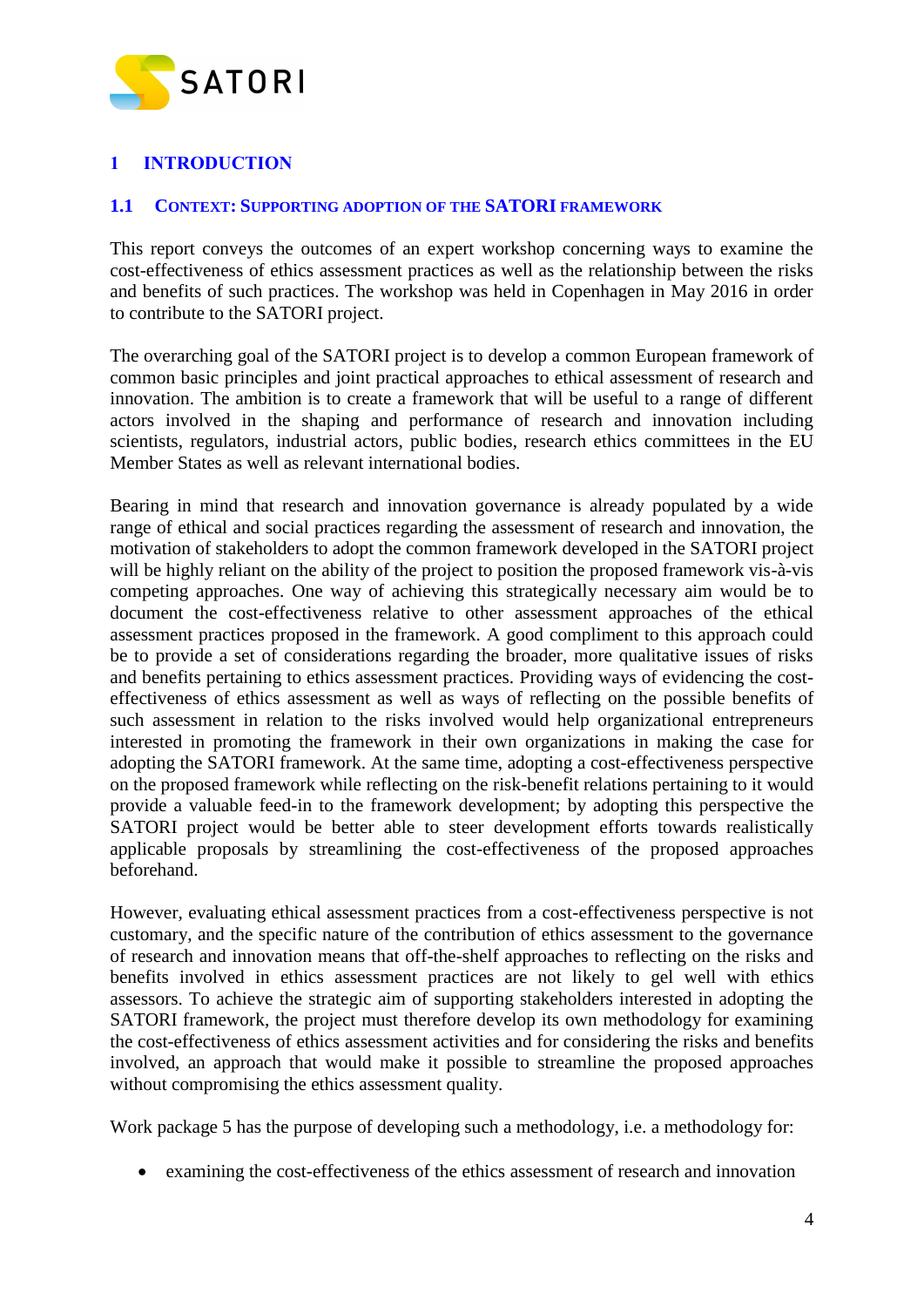# 1 INTRODUCTION

## 1.1 CONTEXT: SUPPORTING ADOPTION OF THE SATORI FRAMEWORK

This report conveys the outcomes of an expert workshop concerning ways to examine the cost-effectiveness of ethics assessment practices as well as the relationship between the risks and benefits of such practices. The workshop was held in Copenhagen in May 2016 in order to contribute to the SATORI project.

The overarching goal of the SATORI project is to develop a common European framework of common basic principles and joint practical approaches to ethical assessment of research and innovation. The ambition is to create a framework that will be useful to a range of different actors involved in the shaping and performance of research and innovation including scientists, regulators, industrial actors, public bodies, research ethics committees in the EU Member States as well as relevant international bodies.

Bearing in mind that research and innovation governance is already populated by a wide range of ethical and social practices regarding the assessment of research and innovation, the motivation of stakeholders to adopt the common framework developed in the SATORI project will be highly reliant on the ability of the project to position the proposed framework vis-à-vis competing approaches. One way of achieving this strategically necessary aim would be to document the cost-effectiveness relative to other assessment approaches of the ethical assessment practices proposed in the framework. A good compliment to this approach could be to provide a set of considerations regarding the broader, more qualitative issues of risks and benefits pertaining to ethics assessment practices. Providing ways of evidencing the cost-effectiveness of ethics assessment as well as ways of reflecting on the possible benefits of such assessment in relation to the risks involved would help organizational entrepreneurs interested in promoting the framework in their own organizations in making the case for adopting the SATORI framework. At the same time, adopting a cost-effectiveness perspective on the proposed framework while reflecting on the risk-benefit relations pertaining to it would provide a valuable feed-in to the framework development; by adopting this perspective the SATORI project would be better able to steer development efforts towards realistically applicable proposals by streamlining the cost-effectiveness of the proposed approaches beforehand.

However, evaluating ethical assessment practices from a cost-effectiveness perspective is not customary, and the specific nature of the contribution of ethics assessment to the governance of research and innovation means that off-the-shelf approaches to reflecting on the risks and benefits involved in ethics assessment practices are not likely to gel well with ethics assessors. To achieve the strategic aim of supporting stakeholders interested in adopting the SATORI framework, the project must therefore develop its own methodology for examining the cost-effectiveness of ethics assessment activities and for considering the risks and benefits involved, an approach that would make it possible to streamline the proposed approaches without compromising the ethics assessment quality.

Work package 5 has the purpose of developing such a methodology, i.e. a methodology for:

- examining the cost-effectiveness of the ethics assessment of research and innovation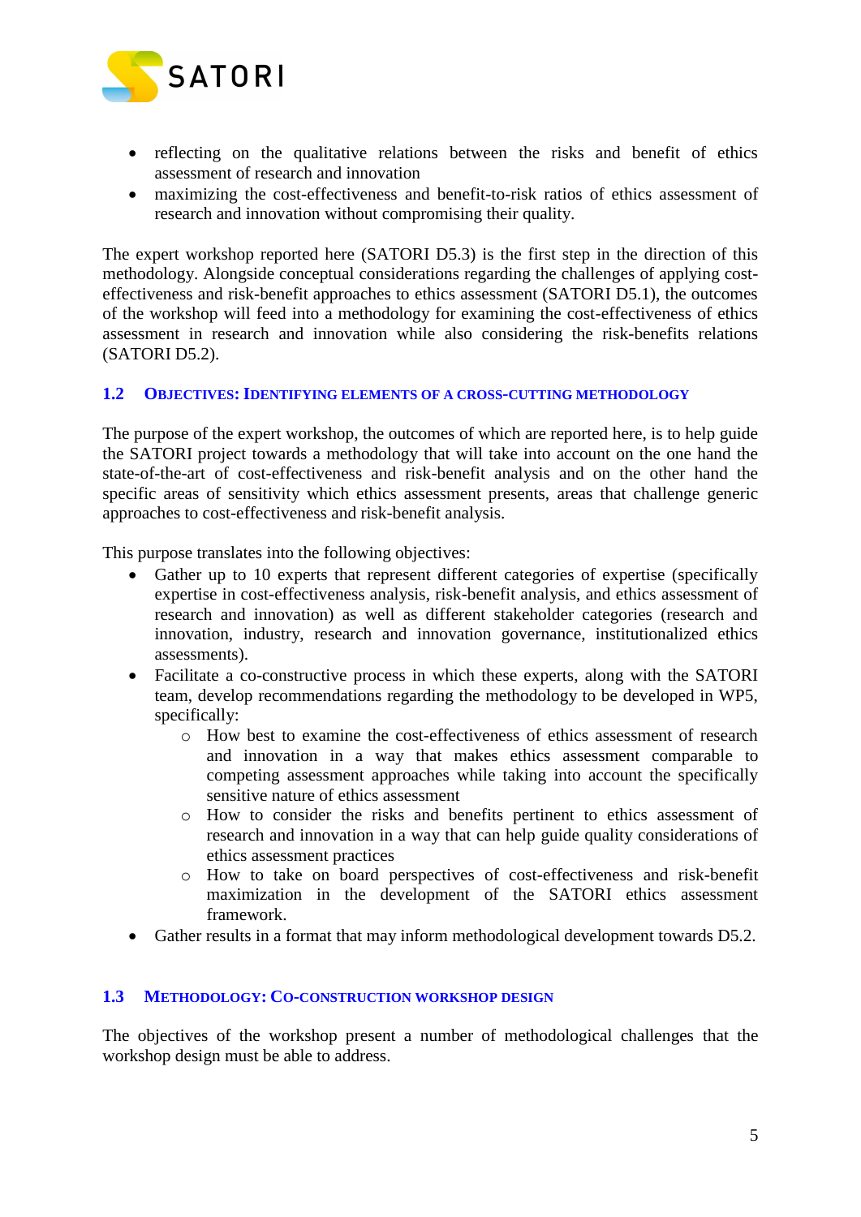- reflecting on the qualitative relations between the risks and benefit of ethics assessment of research and innovation
- maximizing the cost-effectiveness and benefit-to-risk ratios of ethics assessment of research and innovation without compromising their quality.

The expert workshop reported here (SATORI D5.3) is the first step in the direction of this methodology. Alongside conceptual considerations regarding the challenges of applying cost-effectiveness and risk-benefit approaches to ethics assessment (SATORI D5.1), the outcomes of the workshop will feed into a methodology for examining the cost-effectiveness of ethics assessment in research and innovation while also considering the risk-benefits relations (SATORI D5.2).

### 1.2 Objectives: Identifying elements of a cross-cutting methodology

The purpose of the expert workshop, the outcomes of which are reported here, is to help guide the SATORI project towards a methodology that will take into account on the one hand the state-of-the-art of cost-effectiveness and risk-benefit analysis and on the other hand the specific areas of sensitivity which ethics assessment presents, areas that challenge generic approaches to cost-effectiveness and risk-benefit analysis.

This purpose translates into the following objectives:

- Gather up to 10 experts that represent different categories of expertise (specifically expertise in cost-effectiveness analysis, risk-benefit analysis, and ethics assessment of research and innovation) as well as different stakeholder categories (research and innovation, industry, research and innovation governance, institutionalized ethics assessments).
- Facilitate a co-constructive process in which these experts, along with the SATORI team, develop recommendations regarding the methodology to be developed in WP5, specifically:
    - How best to examine the cost-effectiveness of ethics assessment of research and innovation in a way that makes ethics assessment comparable to competing assessment approaches while taking into account the specifically sensitive nature of ethics assessment
    - How to consider the risks and benefits pertinent to ethics assessment of research and innovation in a way that can help guide quality considerations of ethics assessment practices
    - How to take on board perspectives of cost-effectiveness and risk-benefit maximization in the development of the SATORI ethics assessment framework.
- Gather results in a format that may inform methodological development towards D5.2.

### 1.3 Methodology: Co-construction workshop design

The objectives of the workshop present a number of methodological challenges that the workshop design must be able to address.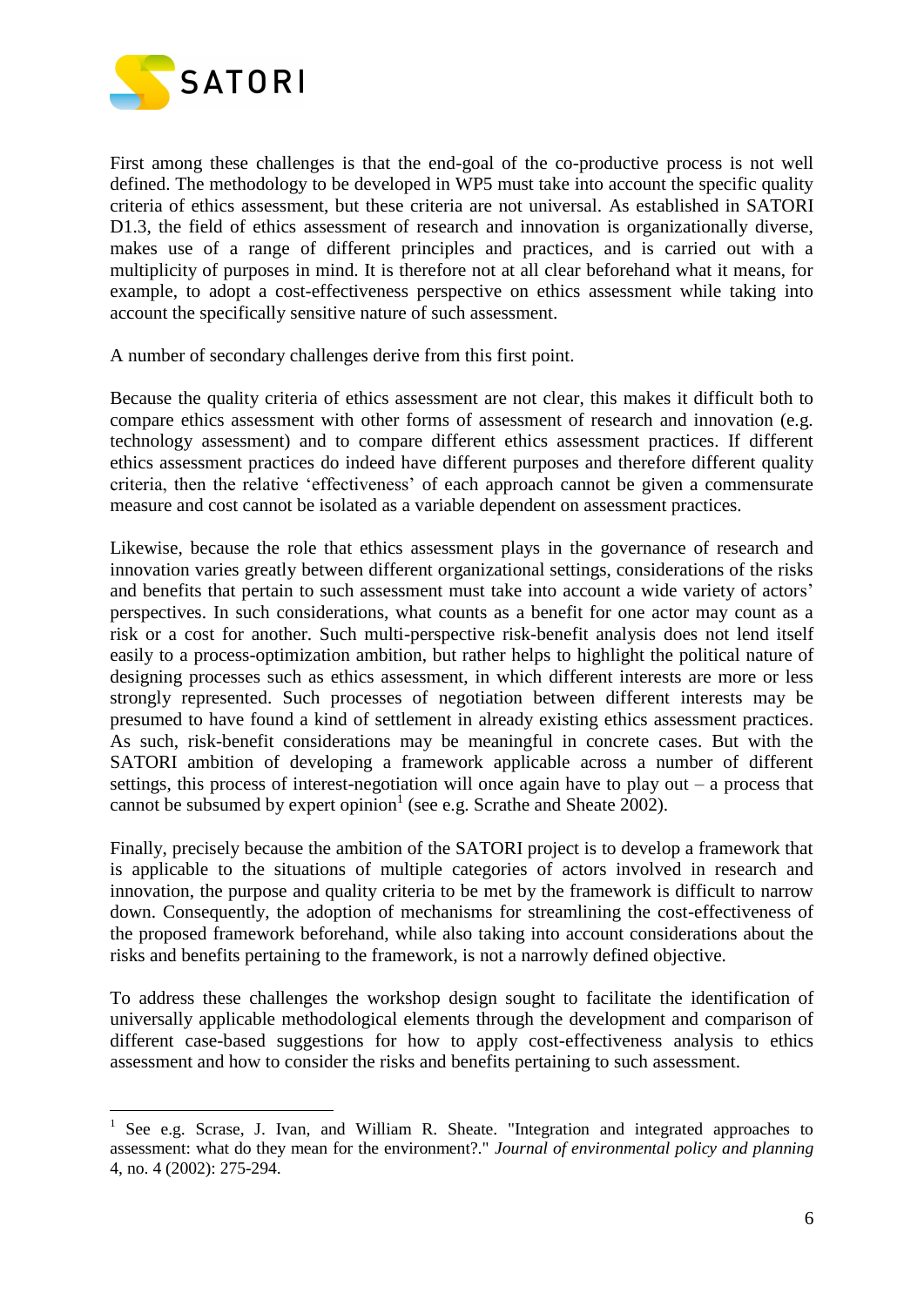First among these challenges is that the end-goal of the co-productive process is not well defined. The methodology to be developed in WP5 must take into account the specific quality criteria of ethics assessment, but these criteria are not universal. As established in SATORI D1.3, the field of ethics assessment of research and innovation is organizationally diverse, makes use of a range of different principles and practices, and is carried out with a multiplicity of purposes in mind. It is therefore not at all clear beforehand what it means, for example, to adopt a cost-effectiveness perspective on ethics assessment while taking into account the specifically sensitive nature of such assessment.

A number of secondary challenges derive from this first point.

Because the quality criteria of ethics assessment are not clear, this makes it difficult both to compare ethics assessment with other forms of assessment of research and innovation (e.g. technology assessment) and to compare different ethics assessment practices. If different ethics assessment practices do indeed have different purposes and therefore different quality criteria, then the relative 'effectiveness' of each approach cannot be given a commensurate measure and cost cannot be isolated as a variable dependent on assessment practices.

Likewise, because the role that ethics assessment plays in the governance of research and innovation varies greatly between different organizational settings, considerations of the risks and benefits that pertain to such assessment must take into account a wide variety of actors' perspectives. In such considerations, what counts as a benefit for one actor may count as a risk or a cost for another. Such multi-perspective risk-benefit analysis does not lend itself easily to a process-optimization ambition, but rather helps to highlight the political nature of designing processes such as ethics assessment, in which different interests are more or less strongly represented. Such processes of negotiation between different interests may be presumed to have found a kind of settlement in already existing ethics assessment practices. As such, risk-benefit considerations may be meaningful in concrete cases. But with the SATORI ambition of developing a framework applicable across a number of different settings, this process of interest-negotiation will once again have to play out – a process that cannot be subsumed by expert opinion[1] (see e.g. Scrathe and Sheate 2002).

Finally, precisely because the ambition of the SATORI project is to develop a framework that is applicable to the situations of multiple categories of actors involved in research and innovation, the purpose and quality criteria to be met by the framework is difficult to narrow down. Consequently, the adoption of mechanisms for streamlining the cost-effectiveness of the proposed framework beforehand, while also taking into account considerations about the risks and benefits pertaining to the framework, is not a narrowly defined objective.

To address these challenges the workshop design sought to facilitate the identification of universally applicable methodological elements through the development and comparison of different case-based suggestions for how to apply cost-effectiveness analysis to ethics assessment and how to consider the risks and benefits pertaining to such assessment.

---

[1] See e.g. Scrase, J. Ivan, and William R. Sheate. "Integration and integrated approaches to assessment: what do they mean for the environment?." *Journal of environmental policy and planning* 4, no. 4 (2002): 275-294.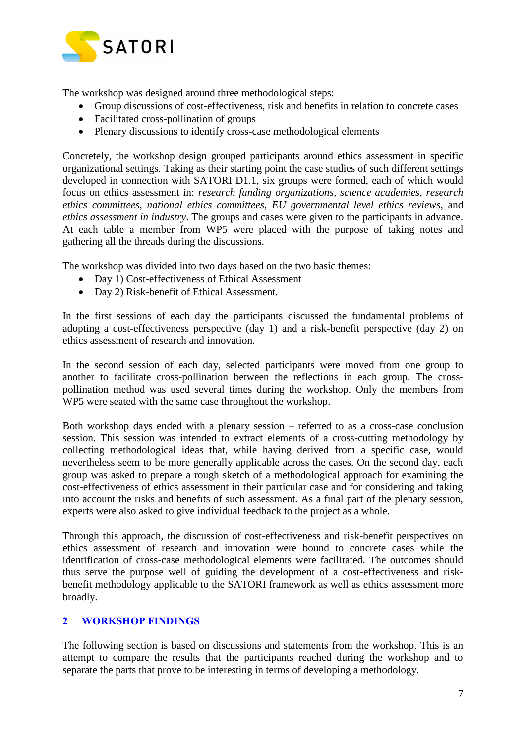The workshop was designed around three methodological steps:

- Group discussions of cost-effectiveness, risk and benefits in relation to concrete cases
- Facilitated cross-pollination of groups
- Plenary discussions to identify cross-case methodological elements

Concretely, the workshop design grouped participants around ethics assessment in specific organizational settings. Taking as their starting point the case studies of such different settings developed in connection with SATORI D1.1, six groups were formed, each of which would focus on ethics assessment in: *research funding organizations*, *science academies*, *research ethics committees*, *national ethics committees*, *EU governmental level ethics reviews*, and *ethics assessment in industry*. The groups and cases were given to the participants in advance. At each table a member from WP5 were placed with the purpose of taking notes and gathering all the threads during the discussions.

The workshop was divided into two days based on the two basic themes:

- Day 1) Cost-effectiveness of Ethical Assessment
- Day 2) Risk-benefit of Ethical Assessment.

In the first sessions of each day the participants discussed the fundamental problems of adopting a cost-effectiveness perspective (day 1) and a risk-benefit perspective (day 2) on ethics assessment of research and innovation.

In the second session of each day, selected participants were moved from one group to another to facilitate cross-pollination between the reflections in each group. The cross-pollination method was used several times during the workshop. Only the members from WP5 were seated with the same case throughout the workshop.

Both workshop days ended with a plenary session – referred to as a cross-case conclusion session. This session was intended to extract elements of a cross-cutting methodology by collecting methodological ideas that, while having derived from a specific case, would nevertheless seem to be more generally applicable across the cases. On the second day, each group was asked to prepare a rough sketch of a methodological approach for examining the cost-effectiveness of ethics assessment in their particular case and for considering and taking into account the risks and benefits of such assessment. As a final part of the plenary session, experts were also asked to give individual feedback to the project as a whole.

Through this approach, the discussion of cost-effectiveness and risk-benefit perspectives on ethics assessment of research and innovation were bound to concrete cases while the identification of cross-case methodological elements were facilitated. The outcomes should thus serve the purpose well of guiding the development of a cost-effectiveness and risk-benefit methodology applicable to the SATORI framework as well as ethics assessment more broadly.

## 2 WORKSHOP FINDINGS

The following section is based on discussions and statements from the workshop. This is an attempt to compare the results that the participants reached during the workshop and to separate the parts that prove to be interesting in terms of developing a methodology.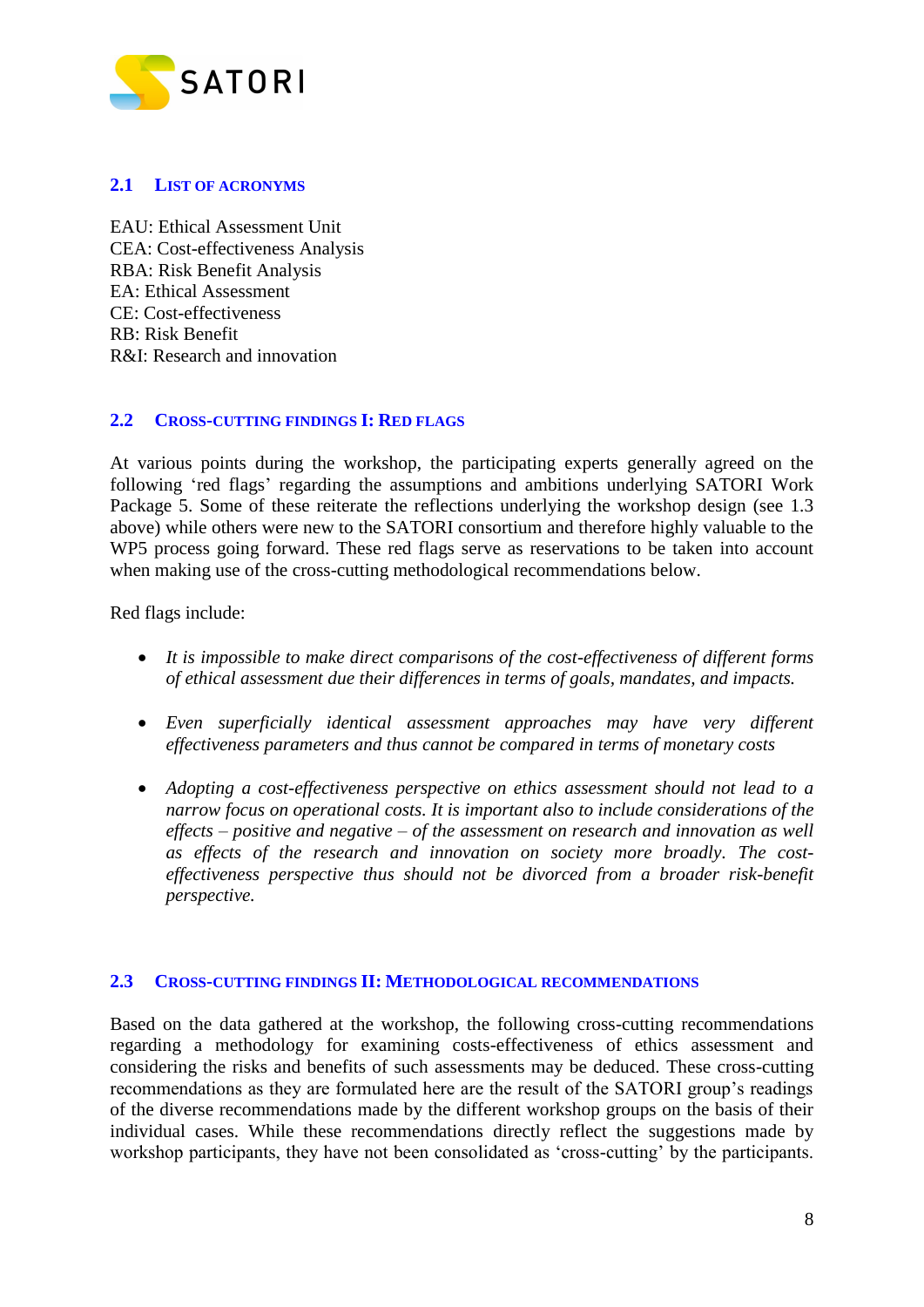## 2.1 List of acronyms

EAU: Ethical Assessment Unit
CEA: Cost-effectiveness Analysis
RBA: Risk Benefit Analysis
EA: Ethical Assessment
CE: Cost-effectiveness
RB: Risk Benefit
R&I: Research and innovation

## 2.2 Cross-cutting findings I: Red flags

At various points during the workshop, the participating experts generally agreed on the following 'red flags' regarding the assumptions and ambitions underlying SATORI Work Package 5. Some of these reiterate the reflections underlying the workshop design (see 1.3 above) while others were new to the SATORI consortium and therefore highly valuable to the WP5 process going forward. These red flags serve as reservations to be taken into account when making use of the cross-cutting methodological recommendations below.

Red flags include:

- *It is impossible to make direct comparisons of the cost-effectiveness of different forms of ethical assessment due their differences in terms of goals, mandates, and impacts.*

- *Even superficially identical assessment approaches may have very different effectiveness parameters and thus cannot be compared in terms of monetary costs*

- *Adopting a cost-effectiveness perspective on ethics assessment should not lead to a narrow focus on operational costs. It is important also to include considerations of the effects – positive and negative – of the assessment on research and innovation as well as effects of the research and innovation on society more broadly. The cost-effectiveness perspective thus should not be divorced from a broader risk-benefit perspective.*

## 2.3 Cross-cutting findings II: Methodological recommendations

Based on the data gathered at the workshop, the following cross-cutting recommendations regarding a methodology for examining costs-effectiveness of ethics assessment and considering the risks and benefits of such assessments may be deduced. These cross-cutting recommendations as they are formulated here are the result of the SATORI group's readings of the diverse recommendations made by the different workshop groups on the basis of their individual cases. While these recommendations directly reflect the suggestions made by workshop participants, they have not been consolidated as 'cross-cutting' by the participants.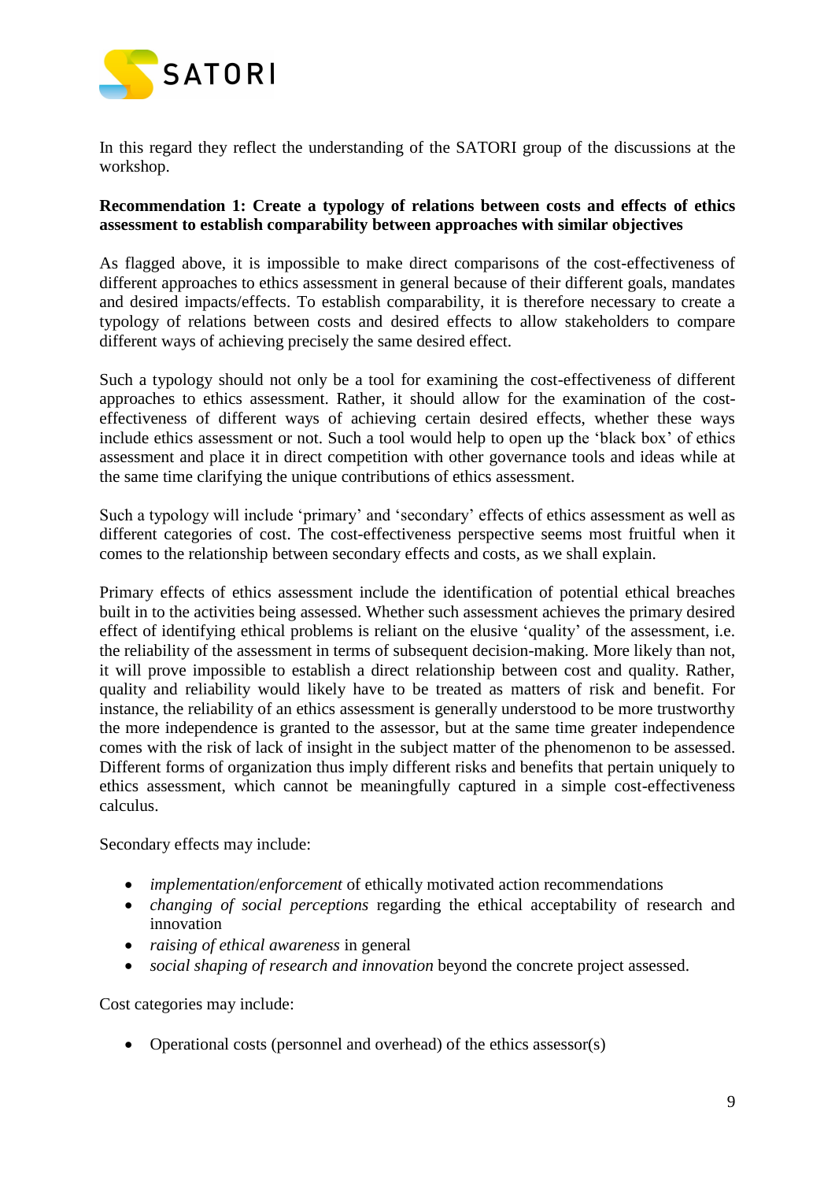In this regard they reflect the understanding of the SATORI group of the discussions at the workshop.

**Recommendation 1: Create a typology of relations between costs and effects of ethics assessment to establish comparability between approaches with similar objectives**

As flagged above, it is impossible to make direct comparisons of the cost-effectiveness of different approaches to ethics assessment in general because of their different goals, mandates and desired impacts/effects. To establish comparability, it is therefore necessary to create a typology of relations between costs and desired effects to allow stakeholders to compare different ways of achieving precisely the same desired effect.

Such a typology should not only be a tool for examining the cost-effectiveness of different approaches to ethics assessment. Rather, it should allow for the examination of the cost-effectiveness of different ways of achieving certain desired effects, whether these ways include ethics assessment or not. Such a tool would help to open up the 'black box' of ethics assessment and place it in direct competition with other governance tools and ideas while at the same time clarifying the unique contributions of ethics assessment.

Such a typology will include 'primary' and 'secondary' effects of ethics assessment as well as different categories of cost. The cost-effectiveness perspective seems most fruitful when it comes to the relationship between secondary effects and costs, as we shall explain.

Primary effects of ethics assessment include the identification of potential ethical breaches built in to the activities being assessed. Whether such assessment achieves the primary desired effect of identifying ethical problems is reliant on the elusive 'quality' of the assessment, i.e. the reliability of the assessment in terms of subsequent decision-making. More likely than not, it will prove impossible to establish a direct relationship between cost and quality. Rather, quality and reliability would likely have to be treated as matters of risk and benefit. For instance, the reliability of an ethics assessment is generally understood to be more trustworthy the more independence is granted to the assessor, but at the same time greater independence comes with the risk of lack of insight in the subject matter of the phenomenon to be assessed. Different forms of organization thus imply different risks and benefits that pertain uniquely to ethics assessment, which cannot be meaningfully captured in a simple cost-effectiveness calculus.

Secondary effects may include:

- *implementation*/*enforcement* of ethically motivated action recommendations
- *changing of social perceptions* regarding the ethical acceptability of research and innovation
- *raising of ethical awareness* in general
- *social shaping of research and innovation* beyond the concrete project assessed.

Cost categories may include:

- Operational costs (personnel and overhead) of the ethics assessor(s)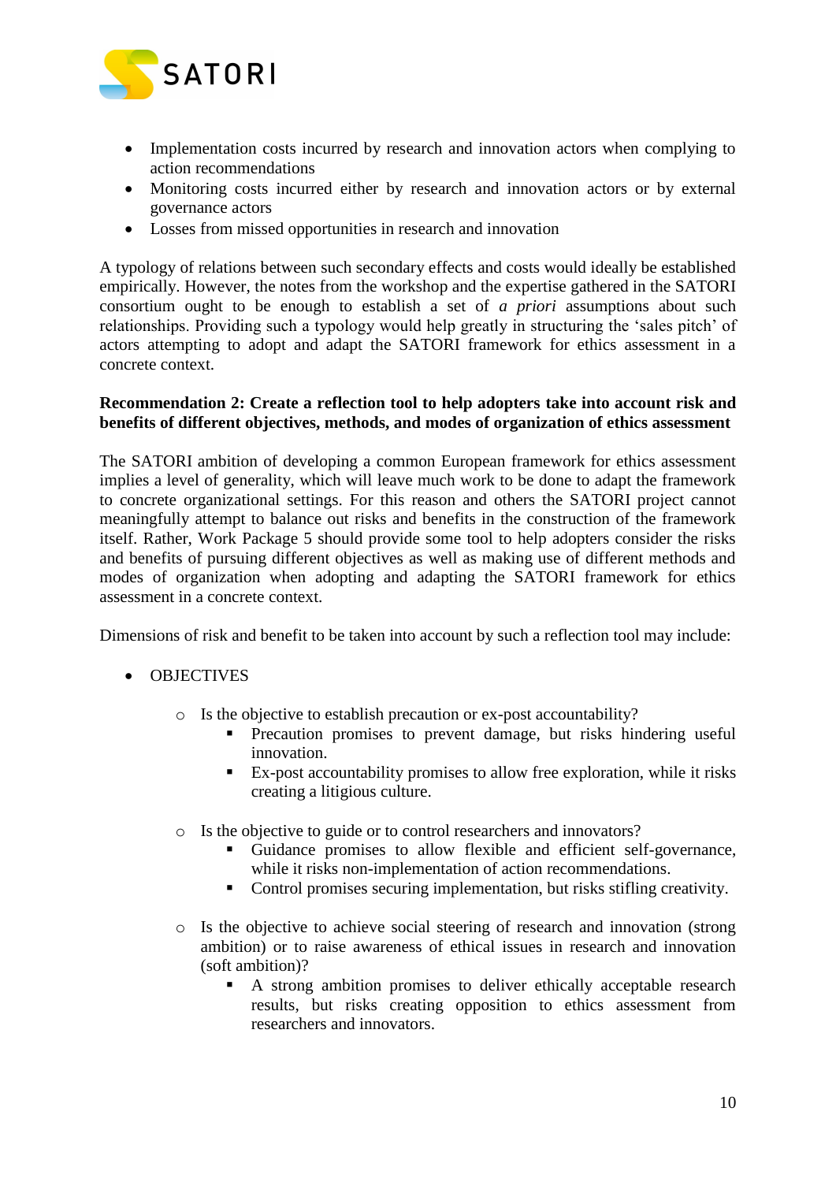- Implementation costs incurred by research and innovation actors when complying to action recommendations
- Monitoring costs incurred either by research and innovation actors or by external governance actors
- Losses from missed opportunities in research and innovation

A typology of relations between such secondary effects and costs would ideally be established empirically. However, the notes from the workshop and the expertise gathered in the SATORI consortium ought to be enough to establish a set of *a priori* assumptions about such relationships. Providing such a typology would help greatly in structuring the 'sales pitch' of actors attempting to adopt and adapt the SATORI framework for ethics assessment in a concrete context.

**Recommendation 2: Create a reflection tool to help adopters take into account risk and benefits of different objectives, methods, and modes of organization of ethics assessment**

The SATORI ambition of developing a common European framework for ethics assessment implies a level of generality, which will leave much work to be done to adapt the framework to concrete organizational settings. For this reason and others the SATORI project cannot meaningfully attempt to balance out risks and benefits in the construction of the framework itself. Rather, Work Package 5 should provide some tool to help adopters consider the risks and benefits of pursuing different objectives as well as making use of different methods and modes of organization when adopting and adapting the SATORI framework for ethics assessment in a concrete context.

Dimensions of risk and benefit to be taken into account by such a reflection tool may include:

- OBJECTIVES
    - Is the objective to establish precaution or ex-post accountability?
        - Precaution promises to prevent damage, but risks hindering useful innovation.
        - Ex-post accountability promises to allow free exploration, while it risks creating a litigious culture.
    - Is the objective to guide or to control researchers and innovators?
        - Guidance promises to allow flexible and efficient self-governance, while it risks non-implementation of action recommendations.
        - Control promises securing implementation, but risks stifling creativity.
    - Is the objective to achieve social steering of research and innovation (strong ambition) or to raise awareness of ethical issues in research and innovation (soft ambition)?
        - A strong ambition promises to deliver ethically acceptable research results, but risks creating opposition to ethics assessment from researchers and innovators.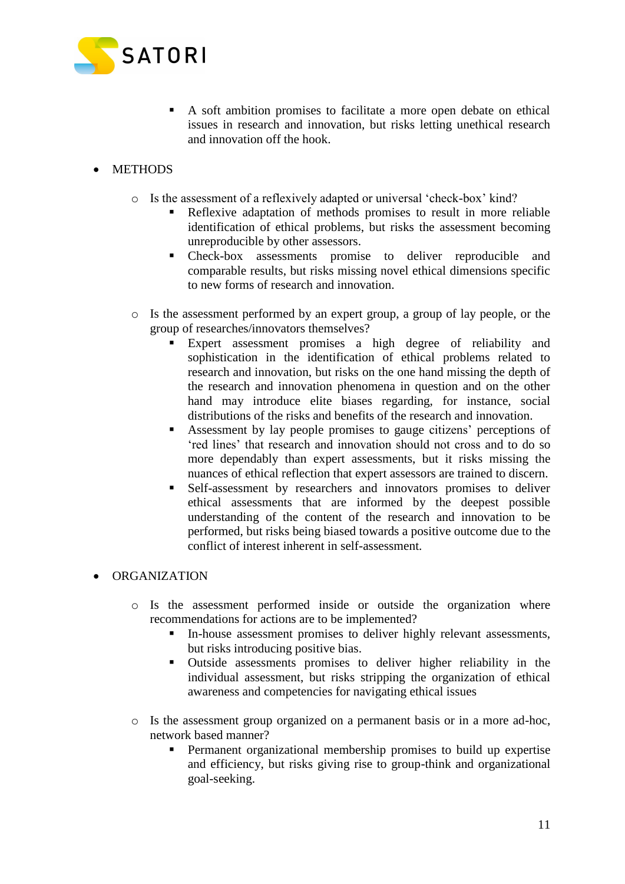- A soft ambition promises to facilitate a more open debate on ethical issues in research and innovation, but risks letting unethical research and innovation off the hook.

- METHODS
  - Is the assessment of a reflexively adapted or universal 'check-box' kind?
    - Reflexive adaptation of methods promises to result in more reliable identification of ethical problems, but risks the assessment becoming unreproducible by other assessors.
    - Check-box assessments promise to deliver reproducible and comparable results, but risks missing novel ethical dimensions specific to new forms of research and innovation.
  - Is the assessment performed by an expert group, a group of lay people, or the group of researches/innovators themselves?
    - Expert assessment promises a high degree of reliability and sophistication in the identification of ethical problems related to research and innovation, but risks on the one hand missing the depth of the research and innovation phenomena in question and on the other hand may introduce elite biases regarding, for instance, social distributions of the risks and benefits of the research and innovation.
    - Assessment by lay people promises to gauge citizens' perceptions of 'red lines' that research and innovation should not cross and to do so more dependably than expert assessments, but it risks missing the nuances of ethical reflection that expert assessors are trained to discern.
    - Self-assessment by researchers and innovators promises to deliver ethical assessments that are informed by the deepest possible understanding of the content of the research and innovation to be performed, but risks being biased towards a positive outcome due to the conflict of interest inherent in self-assessment.

- ORGANIZATION
  - Is the assessment performed inside or outside the organization where recommendations for actions are to be implemented?
    - In-house assessment promises to deliver highly relevant assessments, but risks introducing positive bias.
    - Outside assessments promises to deliver higher reliability in the individual assessment, but risks stripping the organization of ethical awareness and competencies for navigating ethical issues
  - Is the assessment group organized on a permanent basis or in a more ad-hoc, network based manner?
    - Permanent organizational membership promises to build up expertise and efficiency, but risks giving rise to group-think and organizational goal-seeking.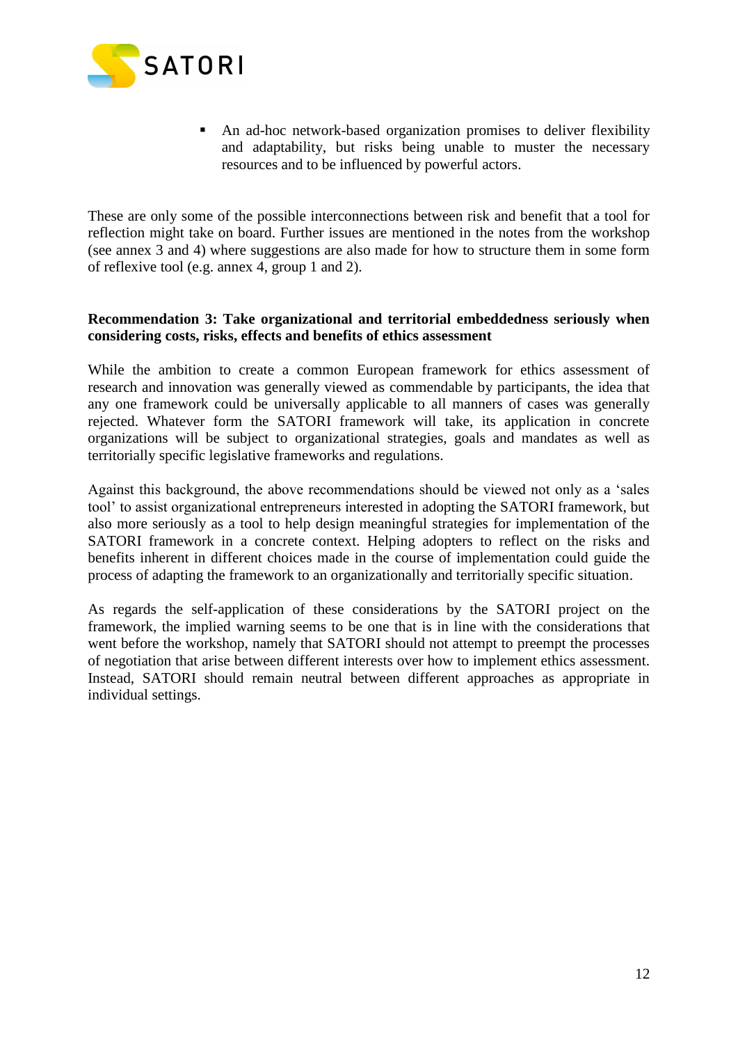- An ad-hoc network-based organization promises to deliver flexibility and adaptability, but risks being unable to muster the necessary resources and to be influenced by powerful actors.

These are only some of the possible interconnections between risk and benefit that a tool for reflection might take on board. Further issues are mentioned in the notes from the workshop (see annex 3 and 4) where suggestions are also made for how to structure them in some form of reflexive tool (e.g. annex 4, group 1 and 2).

**Recommendation 3: Take organizational and territorial embeddedness seriously when considering costs, risks, effects and benefits of ethics assessment**

While the ambition to create a common European framework for ethics assessment of research and innovation was generally viewed as commendable by participants, the idea that any one framework could be universally applicable to all manners of cases was generally rejected. Whatever form the SATORI framework will take, its application in concrete organizations will be subject to organizational strategies, goals and mandates as well as territorially specific legislative frameworks and regulations.

Against this background, the above recommendations should be viewed not only as a 'sales tool' to assist organizational entrepreneurs interested in adopting the SATORI framework, but also more seriously as a tool to help design meaningful strategies for implementation of the SATORI framework in a concrete context. Helping adopters to reflect on the risks and benefits inherent in different choices made in the course of implementation could guide the process of adapting the framework to an organizationally and territorially specific situation.

As regards the self-application of these considerations by the SATORI project on the framework, the implied warning seems to be one that is in line with the considerations that went before the workshop, namely that SATORI should not attempt to preempt the processes of negotiation that arise between different interests over how to implement ethics assessment. Instead, SATORI should remain neutral between different approaches as appropriate in individual settings.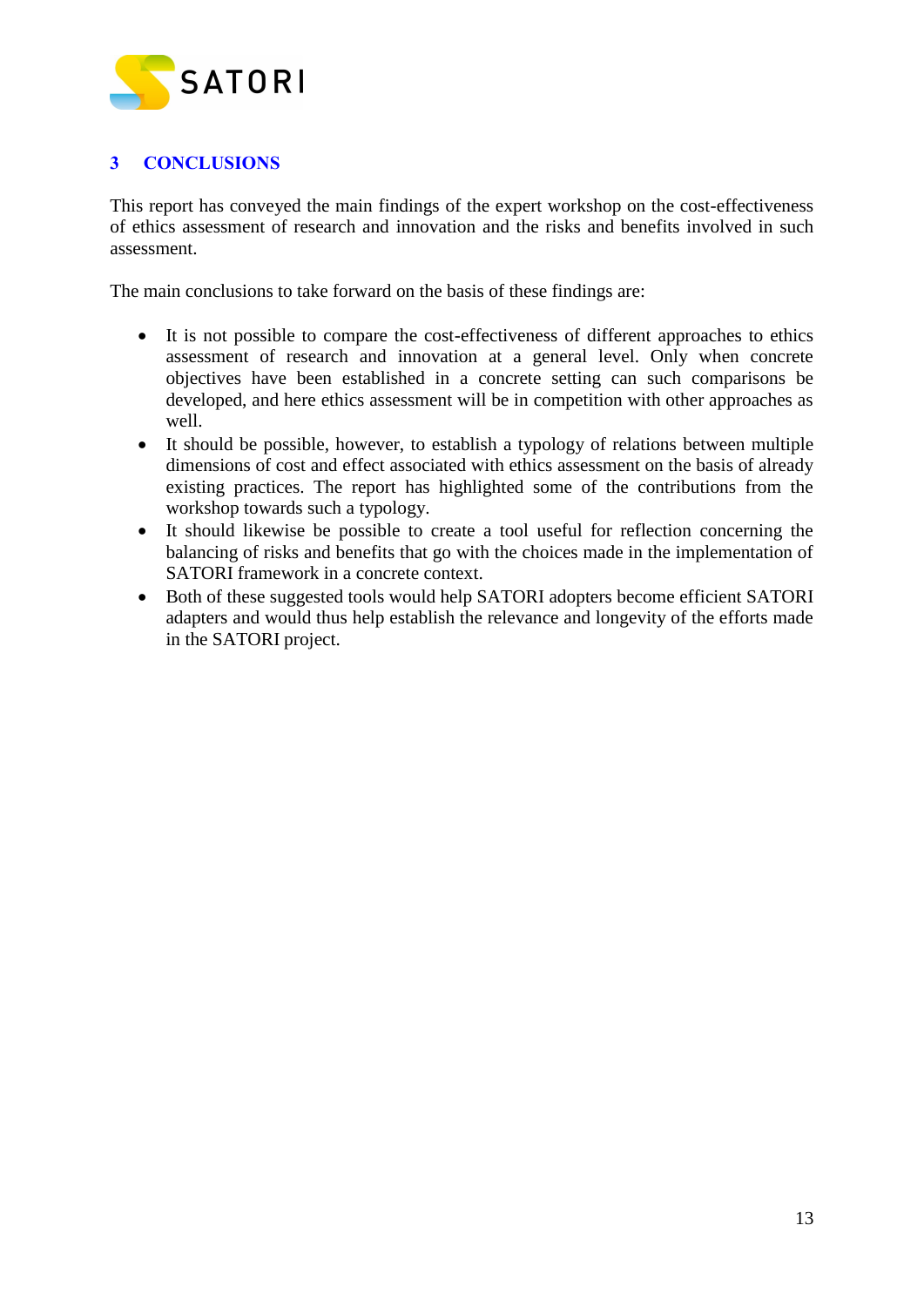## 3 CONCLUSIONS

This report has conveyed the main findings of the expert workshop on the cost-effectiveness of ethics assessment of research and innovation and the risks and benefits involved in such assessment.

The main conclusions to take forward on the basis of these findings are:

- It is not possible to compare the cost-effectiveness of different approaches to ethics assessment of research and innovation at a general level. Only when concrete objectives have been established in a concrete setting can such comparisons be developed, and here ethics assessment will be in competition with other approaches as well.
- It should be possible, however, to establish a typology of relations between multiple dimensions of cost and effect associated with ethics assessment on the basis of already existing practices. The report has highlighted some of the contributions from the workshop towards such a typology.
- It should likewise be possible to create a tool useful for reflection concerning the balancing of risks and benefits that go with the choices made in the implementation of SATORI framework in a concrete context.
- Both of these suggested tools would help SATORI adopters become efficient SATORI adapters and would thus help establish the relevance and longevity of the efforts made in the SATORI project.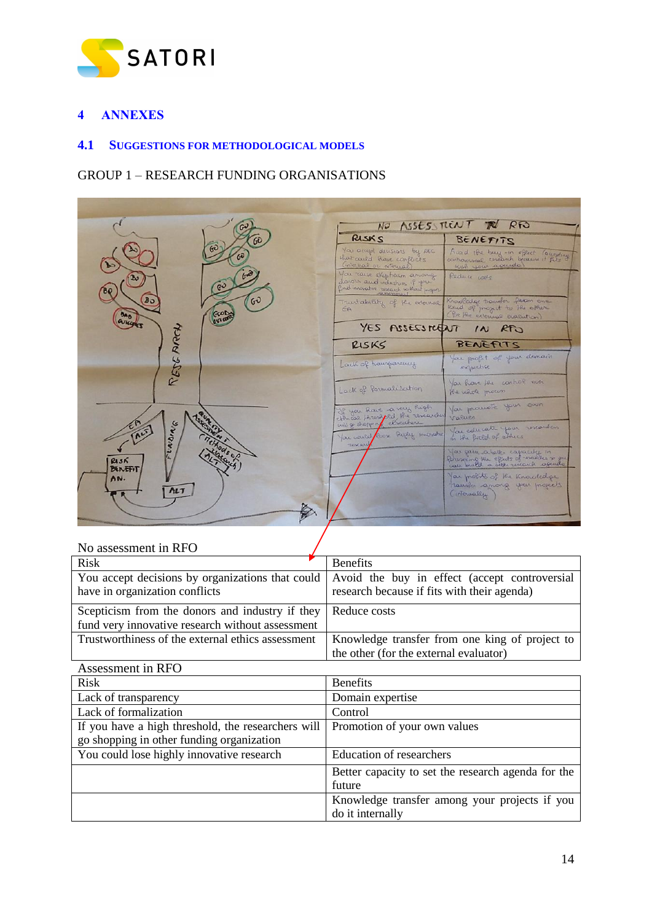# 4 ANNEXES

## 4.1 SUGGESTIONS FOR METHODOLOGICAL MODELS

GROUP 1 – RESEARCH FUNDING ORGANISATIONS

No assessment in RFO

| Risk | Benefits |
|---|---|
| You accept decisions by organizations that could have in organization conflicts | Avoid the buy in effect (accept controversial research because if fits with their agenda) |
| Scepticism from the donors and industry if they fund very innovative research without assessment | Reduce costs |
| Trustworthiness of the external ethics assessment | Knowledge transfer from one king of project to the other (for the external evaluator) |

Assessment in RFO

| Risk | Benefits |
|---|---|
| Lack of transparency | Domain expertise |
| Lack of formalization | Control |
| If you have a high threshold, the researchers will go shopping in other funding organization | Promotion of your own values |
| You could lose highly innovative research | Education of researchers |
| | Better capacity to set the research agenda for the future |
| | Knowledge transfer among your projects if you do it internally |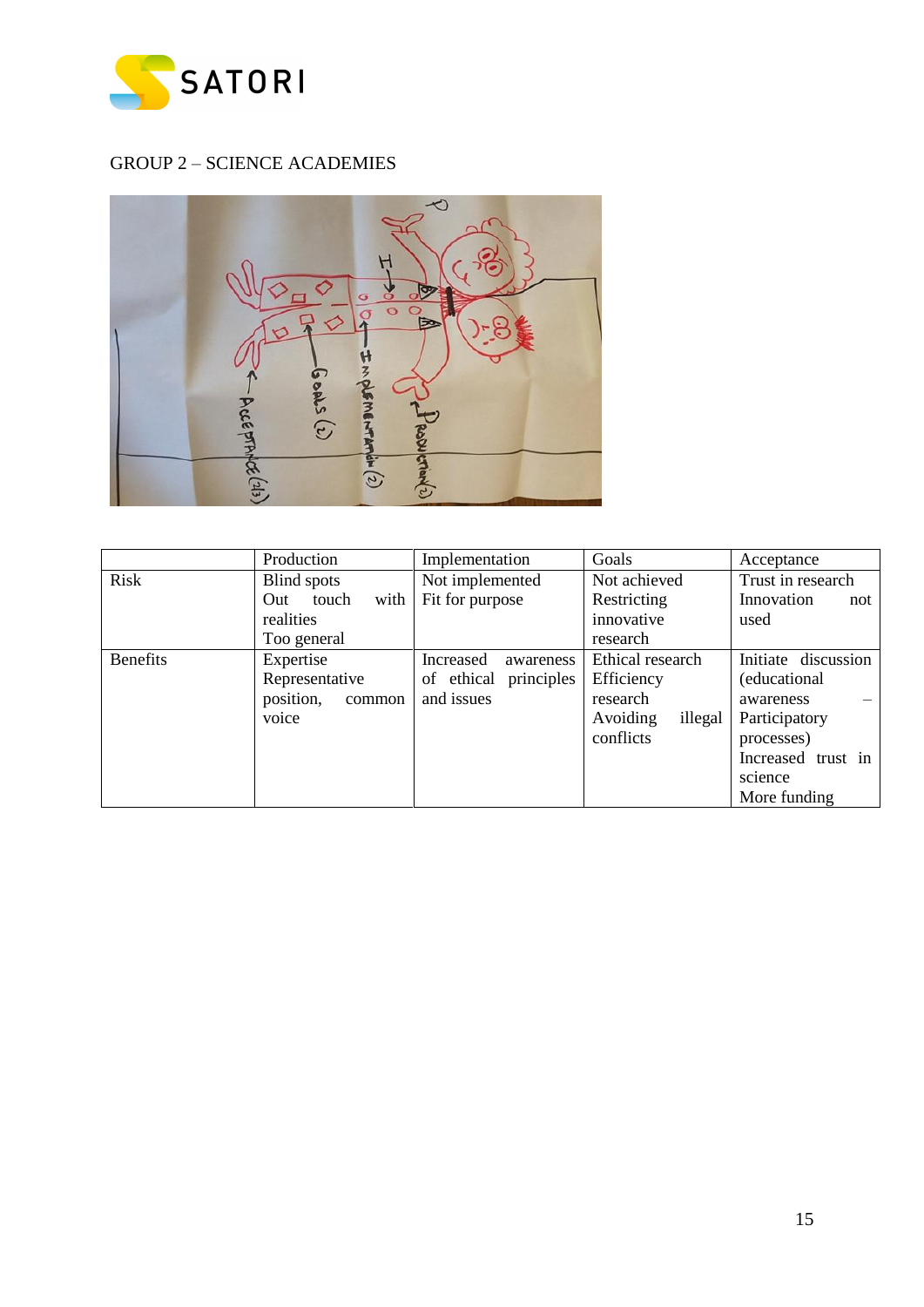GROUP 2 – SCIENCE ACADEMIES

| | Production | Implementation | Goals | Acceptance |
|---|---|---|---|---|
| Risk | Blind spots<br>Out touch with realities<br>Too general | Not implemented<br>Fit for purpose | Not achieved<br>Restricting innovative research | Trust in research<br>Innovation not used |
| Benefits | Expertise<br>Representative position, common voice | Increased awareness of ethical principles and issues | Ethical research<br>Efficiency research<br>Avoiding illegal conflicts | Initiate discussion (educational awareness – Participatory processes)<br>Increased trust in science<br>More funding |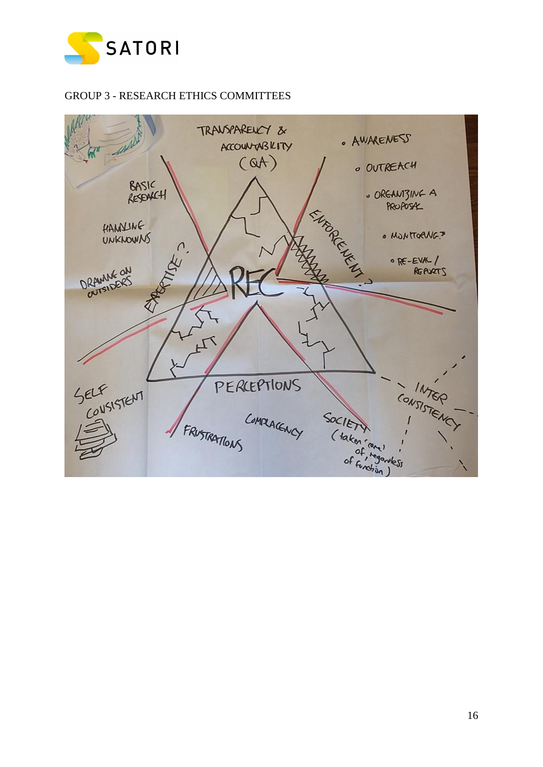GROUP 3 - RESEARCH ETHICS COMMITTEES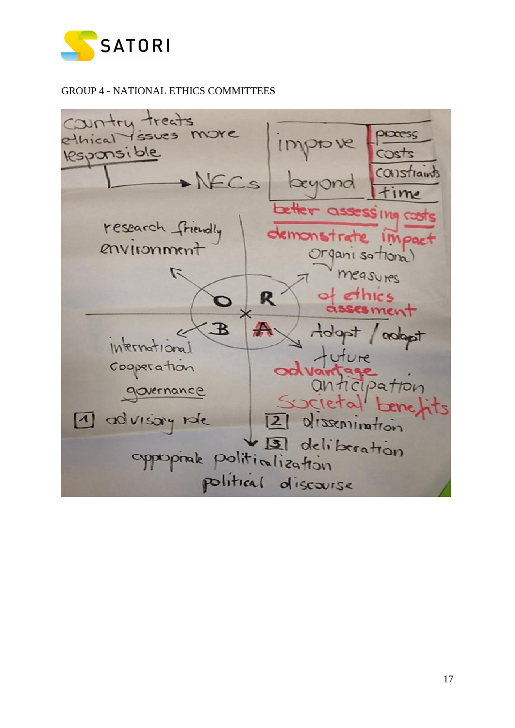GROUP 4 - NATIONAL ETHICS COMMITTEES

Country treats ethical issues more responsible → NECs

| improve | process |
|---|---|
| | costs |
| beyond | constraints |
| | time |

better assessing costs

demonstrate impact

organisational measures of ethics assessment

research friendly environment

O R

B A

Adopt / adapt

future

advantage

anticipation

Societal benefits

international cooperation

governance

[1] advisory role

[2] dissemination

[3] deliberation

appropriate politicalization

political discourse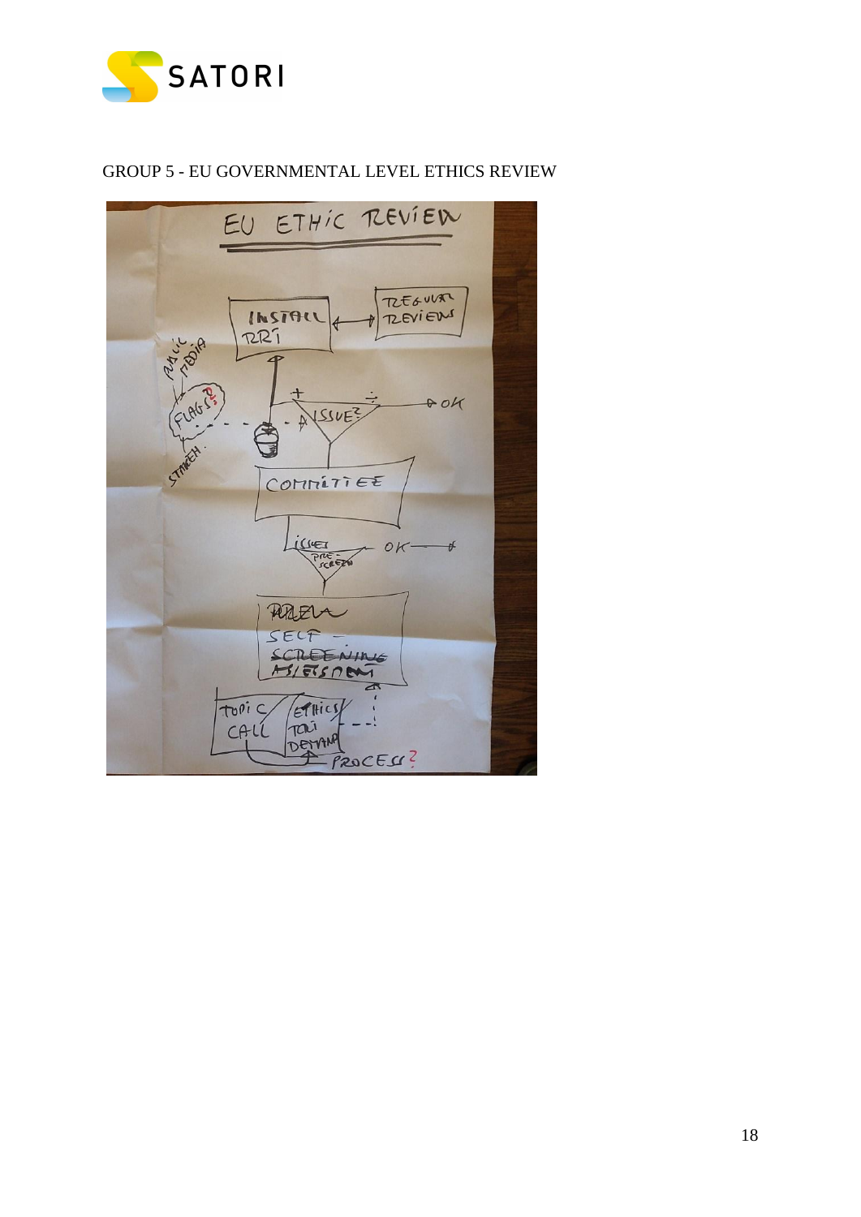GROUP 5 - EU GOVERNMENTAL LEVEL ETHICS REVIEW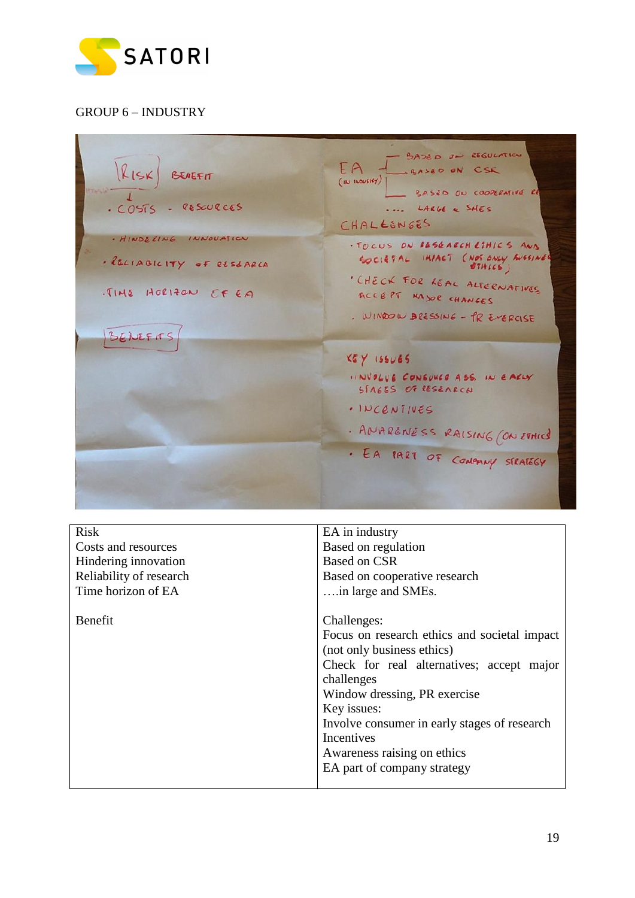GROUP 6 – INDUSTRY

| Risk<br>Costs and resources<br>Hindering innovation<br>Reliability of research<br>Time horizon of EA<br><br>Benefit | EA in industry<br>Based on regulation<br>Based on CSR<br>Based on cooperative research<br>….in large and SMEs.<br><br>Challenges:<br>Focus on research ethics and societal impact (not only business ethics)<br>Check for real alternatives; accept major challenges<br>Window dressing, PR exercise<br>Key issues:<br>Involve consumer in early stages of research<br>Incentives<br>Awareness raising on ethics<br>EA part of company strategy |
|---|---|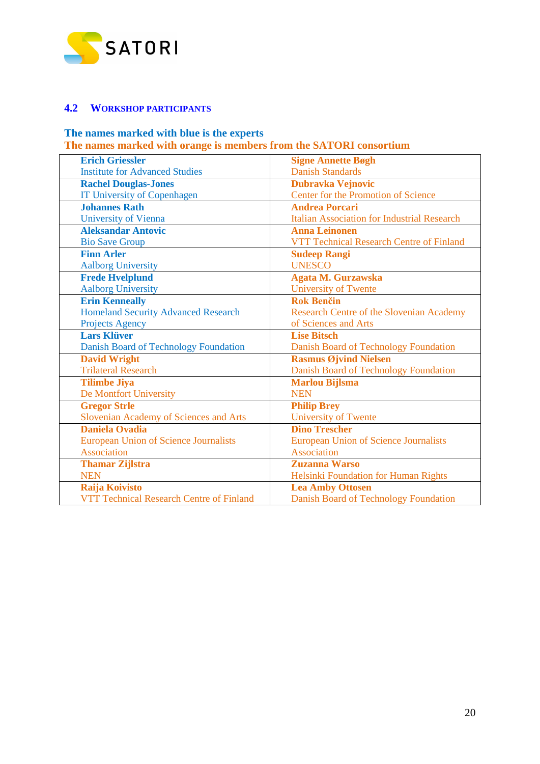## 4.2 Workshop participants

**The names marked with blue is the experts**
**The names marked with orange is members from the SATORI consortium**

| | |
|---|---|
| **Erich Griessler** Institute for Advanced Studies | **Signe Annette Bøgh** Danish Standards |
| **Rachel Douglas-Jones** IT University of Copenhagen | **Dubravka Vejnovic** Center for the Promotion of Science |
| **Johannes Rath** University of Vienna | **Andrea Porcari** Italian Association for Industrial Research |
| **Aleksandar Antovic** Bio Save Group | **Anna Leinonen** VTT Technical Research Centre of Finland |
| **Finn Arler** Aalborg University | **Sudeep Rangi** UNESCO |
| **Frede Hvelplund** Aalborg University | **Agata M. Gurzawska** University of Twente |
| **Erin Kenneally** Homeland Security Advanced Research Projects Agency | **Rok Benčin** Research Centre of the Slovenian Academy of Sciences and Arts |
| **Lars Klüver** Danish Board of Technology Foundation | **Lise Bitsch** Danish Board of Technology Foundation |
| **David Wright** Trilateral Research | **Rasmus Øjvind Nielsen** Danish Board of Technology Foundation |
| **Tilimbe Jiya** De Montfort University | **Marlou Bijlsma** NEN |
| **Gregor Strle** Slovenian Academy of Sciences and Arts | **Philip Brey** University of Twente |
| **Daniela Ovadia** European Union of Science Journalists Association | **Dino Trescher** European Union of Science Journalists Association |
| **Thamar Zijlstra** NEN | **Zuzanna Warso** Helsinki Foundation for Human Rights |
| **Raija Koivisto** VTT Technical Research Centre of Finland | **Lea Amby Ottosen** Danish Board of Technology Foundation |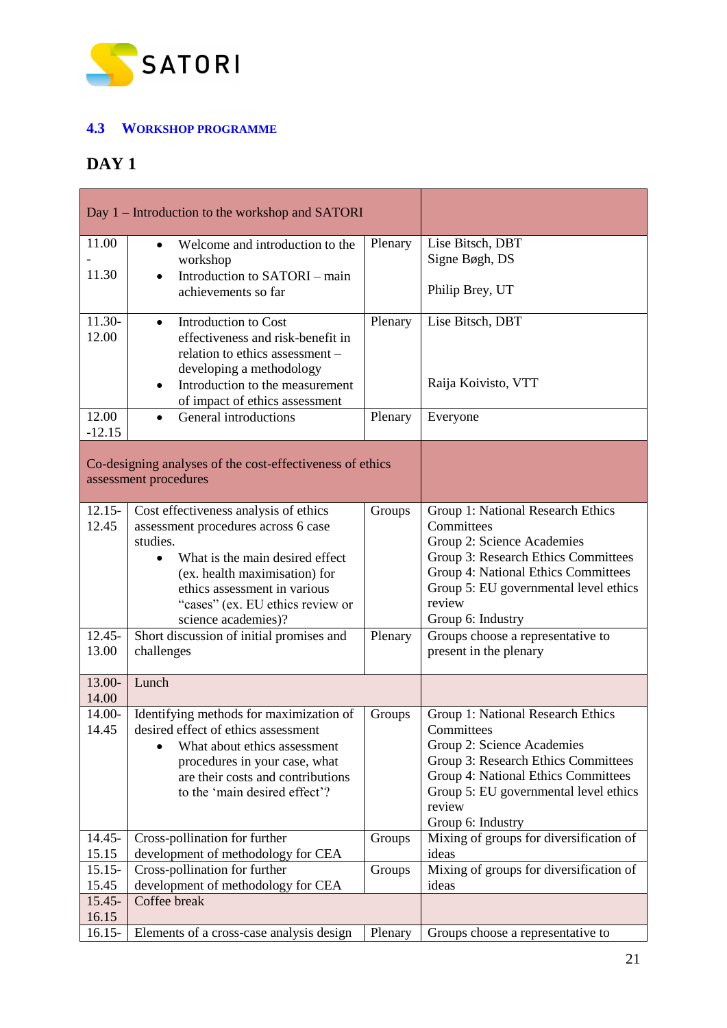## 4.3 Workshop programme

### DAY 1

| Day 1 – Introduction to the workshop and SATORI | | | |
|---|---|---|---|
| 11.00 - 11.30 | • Welcome and introduction to the workshop<br>• Introduction to SATORI – main achievements so far | Plenary | Lise Bitsch, DBT<br>Signe Bøgh, DS<br><br>Philip Brey, UT |
| 11.30-12.00 | • Introduction to Cost effectiveness and risk-benefit in relation to ethics assessment – developing a methodology<br>• Introduction to the measurement of impact of ethics assessment | Plenary | Lise Bitsch, DBT<br><br>Raija Koivisto, VTT |
| 12.00 -12.15 | • General introductions | Plenary | Everyone |
| Co-designing analyses of the cost-effectiveness of ethics assessment procedures | | | |
| 12.15-12.45 | Cost effectiveness analysis of ethics assessment procedures across 6 case studies.<br>• What is the main desired effect (ex. health maximisation) for ethics assessment in various "cases" (ex. EU ethics review or science academies)? | Groups | Group 1: National Research Ethics Committees<br>Group 2: Science Academies<br>Group 3: Research Ethics Committees<br>Group 4: National Ethics Committees<br>Group 5: EU governmental level ethics review<br>Group 6: Industry |
| 12.45-13.00 | Short discussion of initial promises and challenges | Plenary | Groups choose a representative to present in the plenary |
| 13.00-14.00 | Lunch | | |
| 14.00-14.45 | Identifying methods for maximization of desired effect of ethics assessment<br>• What about ethics assessment procedures in your case, what are their costs and contributions to the 'main desired effect'? | Groups | Group 1: National Research Ethics Committees<br>Group 2: Science Academies<br>Group 3: Research Ethics Committees<br>Group 4: National Ethics Committees<br>Group 5: EU governmental level ethics review<br>Group 6: Industry |
| 14.45-15.15 | Cross-pollination for further development of methodology for CEA | Groups | Mixing of groups for diversification of ideas |
| 15.15-15.45 | Cross-pollination for further development of methodology for CEA | Groups | Mixing of groups for diversification of ideas |
| 15.45-16.15 | Coffee break | | |
| 16.15- | Elements of a cross-case analysis design | Plenary | Groups choose a representative to |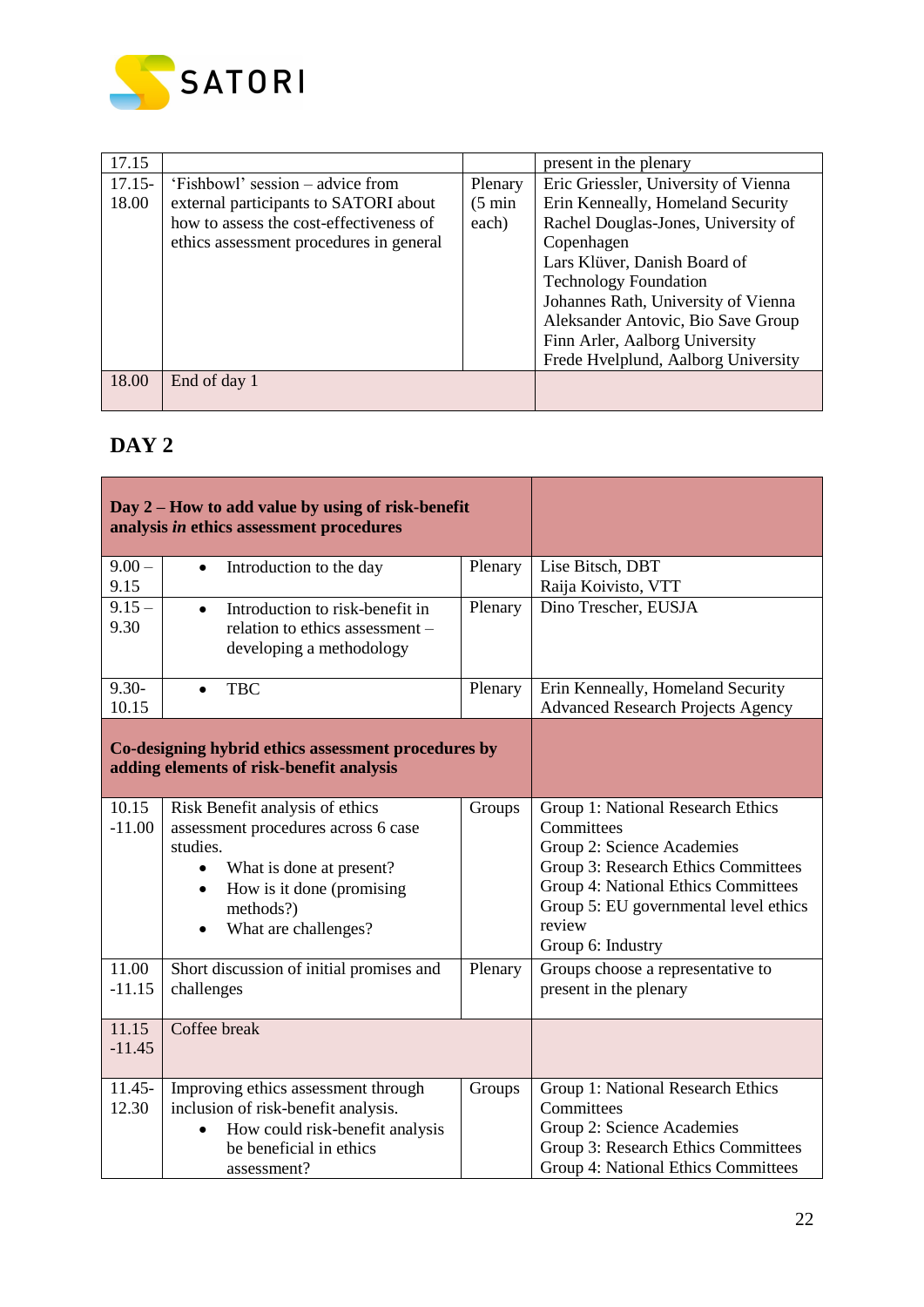| 17.15 | | | present in the plenary |
|---|---|---|---|
| 17.15-18.00 | 'Fishbowl' session – advice from external participants to SATORI about how to assess the cost-effectiveness of ethics assessment procedures in general | Plenary (5 min each) | Eric Griessler, University of Vienna<br>Erin Kenneally, Homeland Security<br>Rachel Douglas-Jones, University of Copenhagen<br>Lars Klüver, Danish Board of Technology Foundation<br>Johannes Rath, University of Vienna<br>Aleksander Antovic, Bio Save Group<br>Finn Arler, Aalborg University<br>Frede Hvelplund, Aalborg University |
| 18.00 | End of day 1 | | |

## DAY 2

| **Day 2 – How to add value by using of risk-benefit analysis *in* ethics assessment procedures** | | | |
|---|---|---|---|
| 9.00 – 9.15 | • Introduction to the day | Plenary | Lise Bitsch, DBT<br>Raija Koivisto, VTT |
| 9.15 – 9.30 | • Introduction to risk-benefit in relation to ethics assessment – developing a methodology | Plenary | Dino Trescher, EUSJA |
| 9.30-10.15 | • TBC | Plenary | Erin Kenneally, Homeland Security Advanced Research Projects Agency |
| **Co-designing hybrid ethics assessment procedures by adding elements of risk-benefit analysis** | | | |
| 10.15 -11.00 | Risk Benefit analysis of ethics assessment procedures across 6 case studies.<br>• What is done at present?<br>• How is it done (promising methods?)<br>• What are challenges? | Groups | Group 1: National Research Ethics Committees<br>Group 2: Science Academies<br>Group 3: Research Ethics Committees<br>Group 4: National Ethics Committees<br>Group 5: EU governmental level ethics review<br>Group 6: Industry |
| 11.00 -11.15 | Short discussion of initial promises and challenges | Plenary | Groups choose a representative to present in the plenary |
| 11.15 -11.45 | Coffee break | | |
| 11.45-12.30 | Improving ethics assessment through inclusion of risk-benefit analysis.<br>• How could risk-benefit analysis be beneficial in ethics assessment? | Groups | Group 1: National Research Ethics Committees<br>Group 2: Science Academies<br>Group 3: Research Ethics Committees<br>Group 4: National Ethics Committees |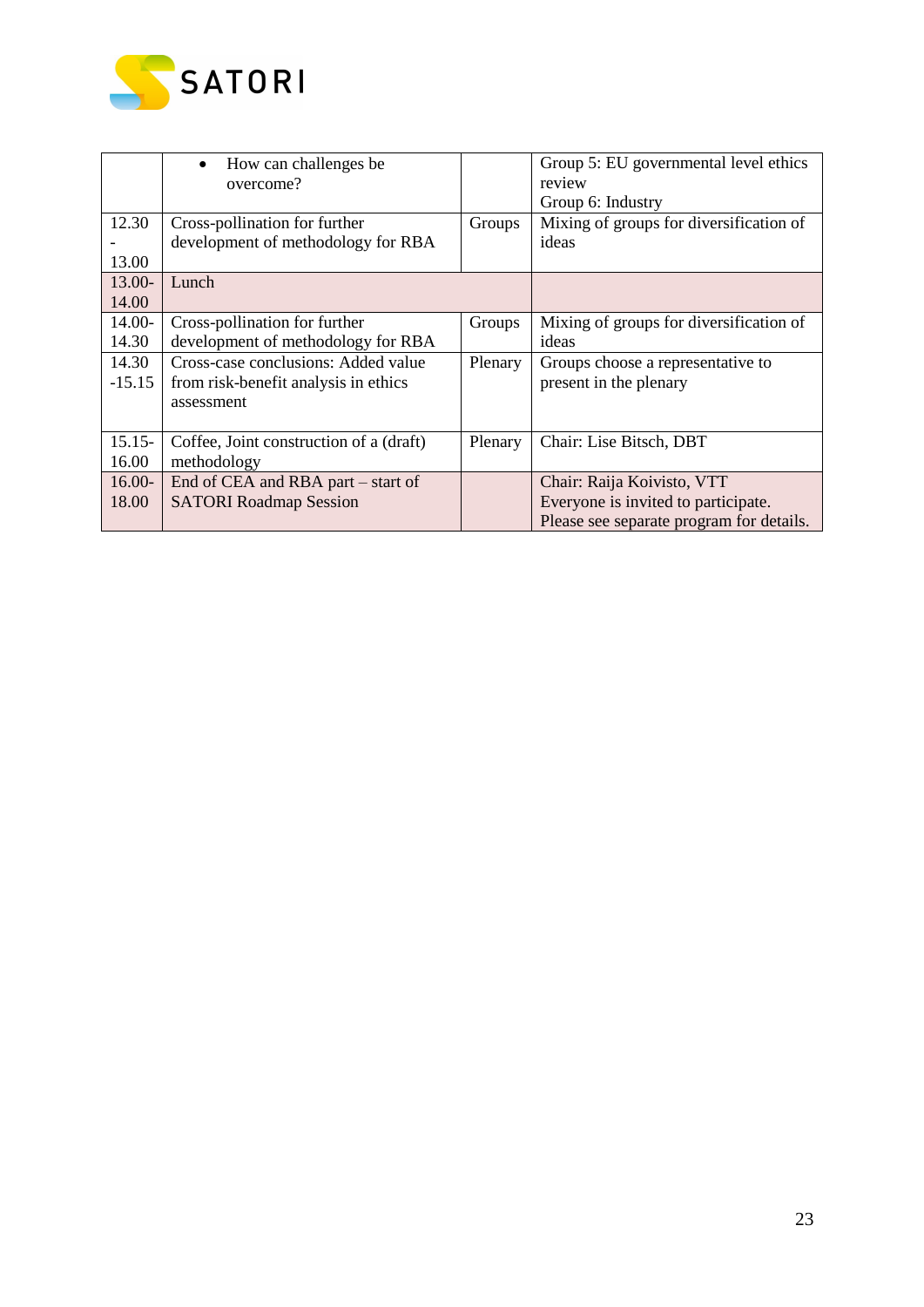| | | | |
|---|---|---|---|
| | • How can challenges be overcome? | | Group 5: EU governmental level ethics review<br>Group 6: Industry |
| 12.30 - 13.00 | Cross-pollination for further development of methodology for RBA | Groups | Mixing of groups for diversification of ideas |
| 13.00-14.00 | Lunch | | |
| 14.00-14.30 | Cross-pollination for further development of methodology for RBA | Groups | Mixing of groups for diversification of ideas |
| 14.30 -15.15 | Cross-case conclusions: Added value from risk-benefit analysis in ethics assessment | Plenary | Groups choose a representative to present in the plenary |
| 15.15-16.00 | Coffee, Joint construction of a (draft) methodology | Plenary | Chair: Lise Bitsch, DBT |
| 16.00-18.00 | End of CEA and RBA part – start of SATORI Roadmap Session | | Chair: Raija Koivisto, VTT<br>Everyone is invited to participate.<br>Please see separate program for details. |